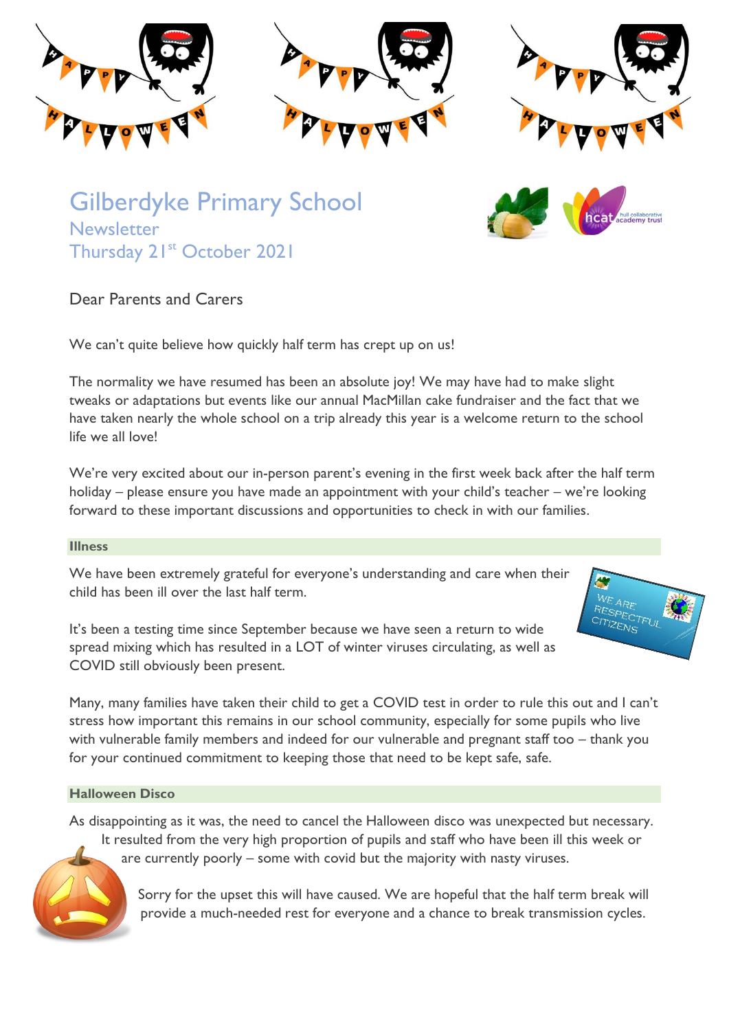# Gilberdyke Primary School

## Newsletter

### Thursday 21st October 2021

Dear Parents and Carers

We can't quite believe how quickly half term has crept up on us!

The normality we have resumed has been an absolute joy! We may have had to make slight tweaks or adaptations but events like our annual MacMillan cake fundraiser and the fact that we have taken nearly the whole school on a trip already this year is a welcome return to the school life we all love!

We're very excited about our in-person parent's evening in the first week back after the half term holiday – please ensure you have made an appointment with your child's teacher – we're looking forward to these important discussions and opportunities to check in with our families.

#### Illness

We have been extremely grateful for everyone's understanding and care when their child has been ill over the last half term.

It's been a testing time since September because we have seen a return to wide spread mixing which has resulted in a LOT of winter viruses circulating, as well as COVID still obviously been present.

Many, many families have taken their child to get a COVID test in order to rule this out and I can't stress how important this remains in our school community, especially for some pupils who live with vulnerable family members and indeed for our vulnerable and pregnant staff too – thank you for your continued commitment to keeping those that need to be kept safe, safe.

#### Halloween Disco

As disappointing as it was, the need to cancel the Halloween disco was unexpected but necessary. It resulted from the very high proportion of pupils and staff who have been ill this week or are currently poorly – some with covid but the majority with nasty viruses.

Sorry for the upset this will have caused. We are hopeful that the half term break will provide a much-needed rest for everyone and a chance to break transmission cycles.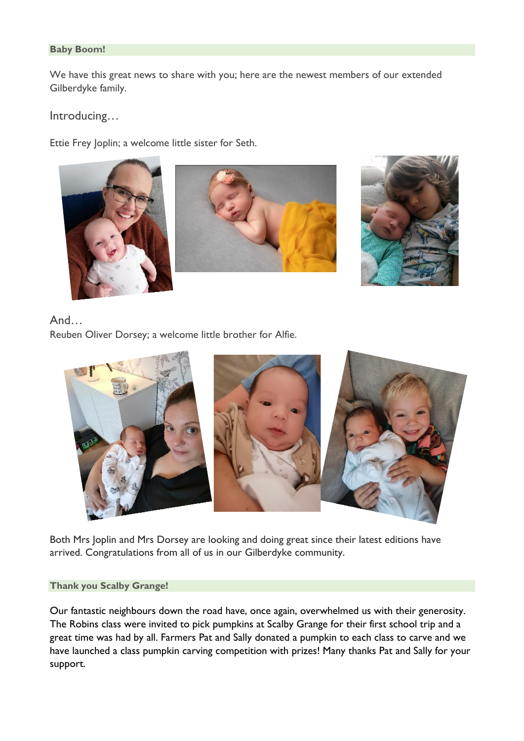## Baby Boom!

We have this great news to share with you; here are the newest members of our extended Gilberdyke family.

Introducing…

Ettie Frey Joplin; a welcome little sister for Seth.

And…

Reuben Oliver Dorsey; a welcome little brother for Alfie.

Both Mrs Joplin and Mrs Dorsey are looking and doing great since their latest editions have arrived. Congratulations from all of us in our Gilberdyke community.

## Thank you Scalby Grange!

Our fantastic neighbours down the road have, once again, overwhelmed us with their generosity. The Robins class were invited to pick pumpkins at Scalby Grange for their first school trip and a great time was had by all. Farmers Pat and Sally donated a pumpkin to each class to carve and we have launched a class pumpkin carving competition with prizes! Many thanks Pat and Sally for your support.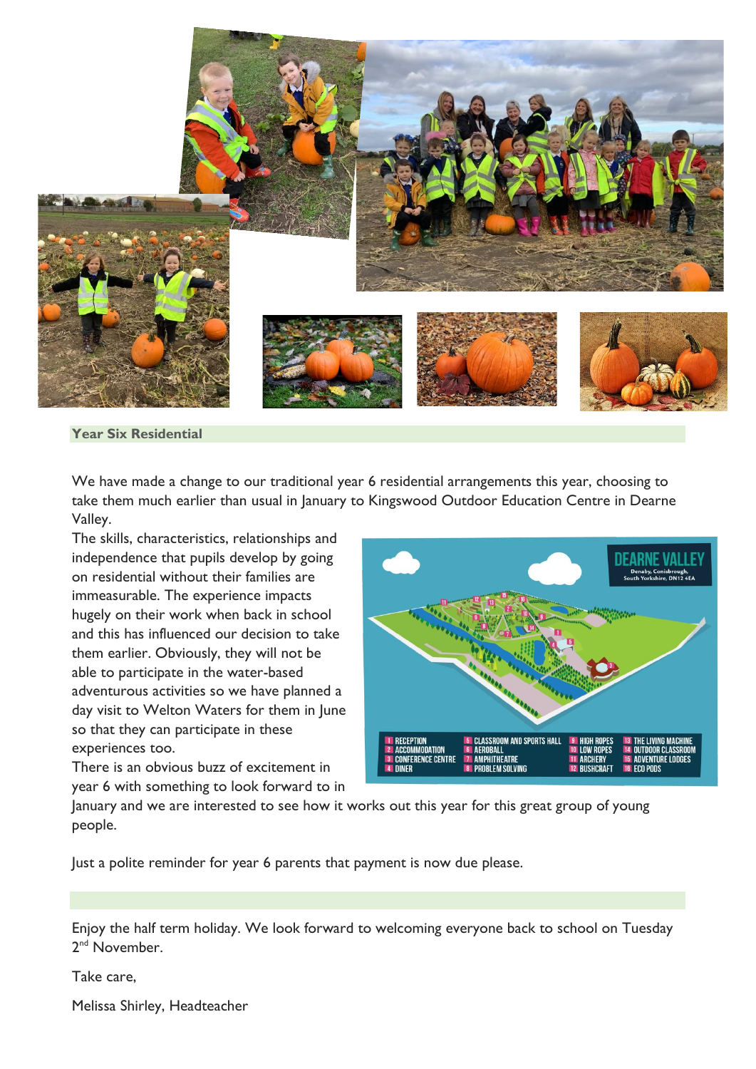## Year Six Residential

We have made a change to our traditional year 6 residential arrangements this year, choosing to take them much earlier than usual in January to Kingswood Outdoor Education Centre in Dearne Valley.

The skills, characteristics, relationships and independence that pupils develop by going on residential without their families are immeasurable. The experience impacts hugely on their work when back in school and this has influenced our decision to take them earlier. Obviously, they will not be able to participate in the water-based adventurous activities so we have planned a day visit to Welton Waters for them in June so that they can participate in these experiences too.

There is an obvious buzz of excitement in year 6 with something to look forward to in January and we are interested to see how it works out this year for this great group of young people.

Just a polite reminder for year 6 parents that payment is now due please.

---

Enjoy the half term holiday. We look forward to welcoming everyone back to school on Tuesday 2nd November.

Take care,

Melissa Shirley, Headteacher